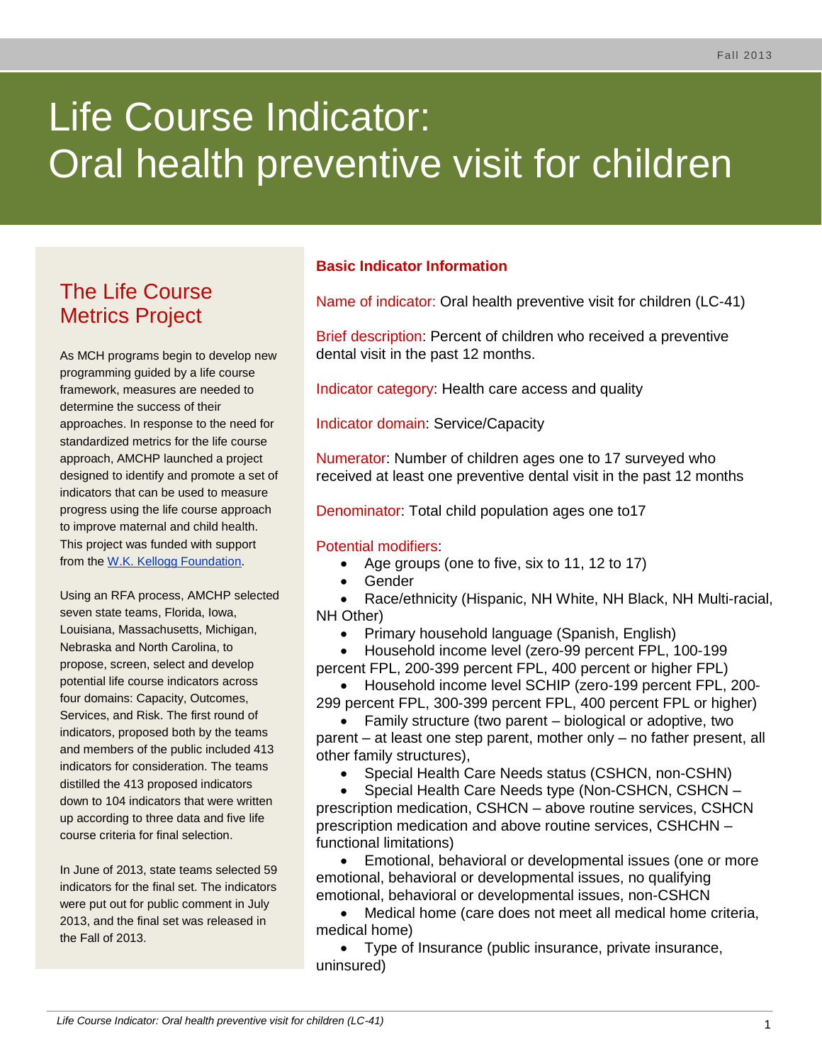# Life Course Indicator: Oral health preventive visit for children

## The Life Course Metrics Project

As MCH programs begin to develop new programming guided by a life course framework, measures are needed to determine the success of their approaches. In response to the need for standardized metrics for the life course approach, AMCHP launched a project designed to identify and promote a set of indicators that can be used to measure progress using the life course approach to improve maternal and child health. This project was funded with support from the [W.K. Kellogg Foundation](W.K. Kellogg Foundation).

Using an RFA process, AMCHP selected seven state teams, Florida, Iowa, Louisiana, Massachusetts, Michigan, Nebraska and North Carolina, to propose, screen, select and develop potential life course indicators across four domains: Capacity, Outcomes, Services, and Risk. The first round of indicators, proposed both by the teams and members of the public included 413 indicators for consideration. The teams distilled the 413 proposed indicators down to 104 indicators that were written up according to three data and five life course criteria for final selection.

In June of 2013, state teams selected 59 indicators for the final set. The indicators were put out for public comment in July 2013, and the final set was released in the Fall of 2013.

## Basic Indicator Information

Name of indicator: Oral health preventive visit for children (LC-41)

Brief description: Percent of children who received a preventive dental visit in the past 12 months.

Indicator category: Health care access and quality

Indicator domain: Service/Capacity

Numerator: Number of children ages one to 17 surveyed who received at least one preventive dental visit in the past 12 months

Denominator: Total child population ages one to17

Potential modifiers:

- Age groups (one to five, six to 11, 12 to 17)
- Gender
- Race/ethnicity (Hispanic, NH White, NH Black, NH Multi-racial, NH Other)
- Primary household language (Spanish, English)
- Household income level (zero-99 percent FPL, 100-199 percent FPL, 200-399 percent FPL, 400 percent or higher FPL)
- Household income level SCHIP (zero-199 percent FPL, 200-299 percent FPL, 300-399 percent FPL, 400 percent FPL or higher)
- Family structure (two parent – biological or adoptive, two parent – at least one step parent, mother only – no father present, all other family structures),
- Special Health Care Needs status (CSHCN, non-CSHN)
- Special Health Care Needs type (Non-CSHCN, CSHCN – prescription medication, CSHCN – above routine services, CSHCN prescription medication and above routine services, CSHCHN – functional limitations)
- Emotional, behavioral or developmental issues (one or more emotional, behavioral or developmental issues, no qualifying emotional, behavioral or developmental issues, non-CSHCN
- Medical home (care does not meet all medical home criteria, medical home)
- Type of Insurance (public insurance, private insurance, uninsured)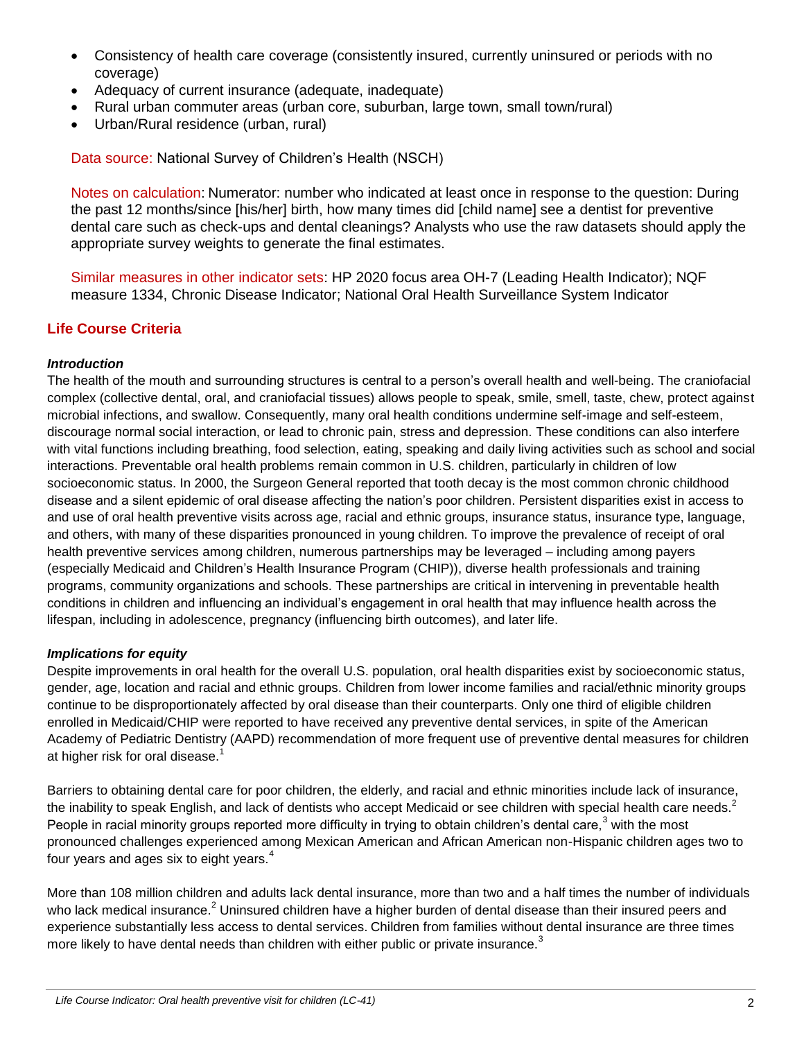- Consistency of health care coverage (consistently insured, currently uninsured or periods with no coverage)
- Adequacy of current insurance (adequate, inadequate)
- Rural urban commuter areas (urban core, suburban, large town, small town/rural)
- Urban/Rural residence (urban, rural)

Data source: National Survey of Children's Health (NSCH)

Notes on calculation: Numerator: number who indicated at least once in response to the question: During the past 12 months/since [his/her] birth, how many times did [child name] see a dentist for preventive dental care such as check-ups and dental cleanings? Analysts who use the raw datasets should apply the appropriate survey weights to generate the final estimates.

Similar measures in other indicator sets: HP 2020 focus area OH-7 (Leading Health Indicator); NQF measure 1334, Chronic Disease Indicator; National Oral Health Surveillance System Indicator

## Life Course Criteria

***Introduction***

The health of the mouth and surrounding structures is central to a person's overall health and well-being. The craniofacial complex (collective dental, oral, and craniofacial tissues) allows people to speak, smile, smell, taste, chew, protect against microbial infections, and swallow. Consequently, many oral health conditions undermine self-image and self-esteem, discourage normal social interaction, or lead to chronic pain, stress and depression. These conditions can also interfere with vital functions including breathing, food selection, eating, speaking and daily living activities such as school and social interactions. Preventable oral health problems remain common in U.S. children, particularly in children of low socioeconomic status. In 2000, the Surgeon General reported that tooth decay is the most common chronic childhood disease and a silent epidemic of oral disease affecting the nation's poor children. Persistent disparities exist in access to and use of oral health preventive visits across age, racial and ethnic groups, insurance status, insurance type, language, and others, with many of these disparities pronounced in young children. To improve the prevalence of receipt of oral health preventive services among children, numerous partnerships may be leveraged – including among payers (especially Medicaid and Children's Health Insurance Program (CHIP)), diverse health professionals and training programs, community organizations and schools. These partnerships are critical in intervening in preventable health conditions in children and influencing an individual's engagement in oral health that may influence health across the lifespan, including in adolescence, pregnancy (influencing birth outcomes), and later life.

***Implications for equity***

Despite improvements in oral health for the overall U.S. population, oral health disparities exist by socioeconomic status, gender, age, location and racial and ethnic groups. Children from lower income families and racial/ethnic minority groups continue to be disproportionately affected by oral disease than their counterparts. Only one third of eligible children enrolled in Medicaid/CHIP were reported to have received any preventive dental services, in spite of the American Academy of Pediatric Dentistry (AAPD) recommendation of more frequent use of preventive dental measures for children at higher risk for oral disease.[1]

Barriers to obtaining dental care for poor children, the elderly, and racial and ethnic minorities include lack of insurance, the inability to speak English, and lack of dentists who accept Medicaid or see children with special health care needs.[2] People in racial minority groups reported more difficulty in trying to obtain children's dental care,[3] with the most pronounced challenges experienced among Mexican American and African American non-Hispanic children ages two to four years and ages six to eight years.[4]

More than 108 million children and adults lack dental insurance, more than two and a half times the number of individuals who lack medical insurance.[2] Uninsured children have a higher burden of dental disease than their insured peers and experience substantially less access to dental services. Children from families without dental insurance are three times more likely to have dental needs than children with either public or private insurance.[3]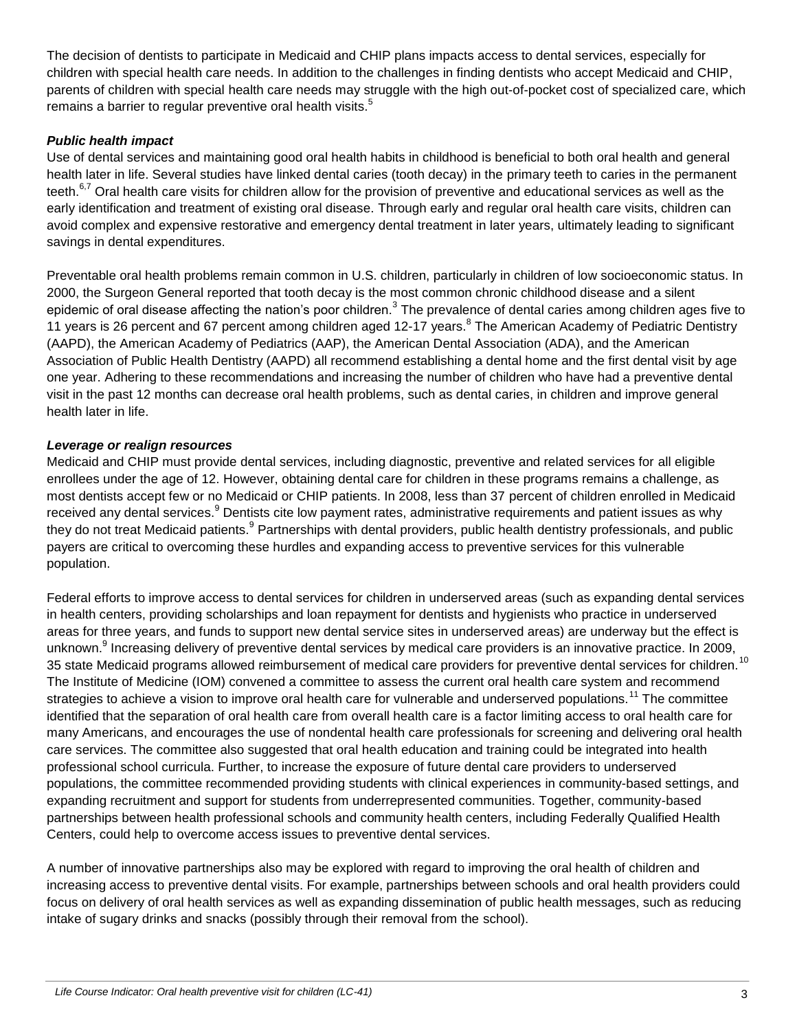The decision of dentists to participate in Medicaid and CHIP plans impacts access to dental services, especially for children with special health care needs. In addition to the challenges in finding dentists who accept Medicaid and CHIP, parents of children with special health care needs may struggle with the high out-of-pocket cost of specialized care, which remains a barrier to regular preventive oral health visits.[5]

***Public health impact***

Use of dental services and maintaining good oral health habits in childhood is beneficial to both oral health and general health later in life. Several studies have linked dental caries (tooth decay) in the primary teeth to caries in the permanent teeth.[6,7] Oral health care visits for children allow for the provision of preventive and educational services as well as the early identification and treatment of existing oral disease. Through early and regular oral health care visits, children can avoid complex and expensive restorative and emergency dental treatment in later years, ultimately leading to significant savings in dental expenditures.

Preventable oral health problems remain common in U.S. children, particularly in children of low socioeconomic status. In 2000, the Surgeon General reported that tooth decay is the most common chronic childhood disease and a silent epidemic of oral disease affecting the nation's poor children.[3] The prevalence of dental caries among children ages five to 11 years is 26 percent and 67 percent among children aged 12-17 years.[8] The American Academy of Pediatric Dentistry (AAPD), the American Academy of Pediatrics (AAP), the American Dental Association (ADA), and the American Association of Public Health Dentistry (AAPD) all recommend establishing a dental home and the first dental visit by age one year. Adhering to these recommendations and increasing the number of children who have had a preventive dental visit in the past 12 months can decrease oral health problems, such as dental caries, in children and improve general health later in life.

***Leverage or realign resources***

Medicaid and CHIP must provide dental services, including diagnostic, preventive and related services for all eligible enrollees under the age of 12. However, obtaining dental care for children in these programs remains a challenge, as most dentists accept few or no Medicaid or CHIP patients. In 2008, less than 37 percent of children enrolled in Medicaid received any dental services.[9] Dentists cite low payment rates, administrative requirements and patient issues as why they do not treat Medicaid patients.[9] Partnerships with dental providers, public health dentistry professionals, and public payers are critical to overcoming these hurdles and expanding access to preventive services for this vulnerable population.

Federal efforts to improve access to dental services for children in underserved areas (such as expanding dental services in health centers, providing scholarships and loan repayment for dentists and hygienists who practice in underserved areas for three years, and funds to support new dental service sites in underserved areas) are underway but the effect is unknown.[9] Increasing delivery of preventive dental services by medical care providers is an innovative practice. In 2009, 35 state Medicaid programs allowed reimbursement of medical care providers for preventive dental services for children.[10] The Institute of Medicine (IOM) convened a committee to assess the current oral health care system and recommend strategies to achieve a vision to improve oral health care for vulnerable and underserved populations.[11] The committee identified that the separation of oral health care from overall health care is a factor limiting access to oral health care for many Americans, and encourages the use of nondental health care professionals for screening and delivering oral health care services. The committee also suggested that oral health education and training could be integrated into health professional school curricula. Further, to increase the exposure of future dental care providers to underserved populations, the committee recommended providing students with clinical experiences in community-based settings, and expanding recruitment and support for students from underrepresented communities. Together, community-based partnerships between health professional schools and community health centers, including Federally Qualified Health Centers, could help to overcome access issues to preventive dental services.

A number of innovative partnerships also may be explored with regard to improving the oral health of children and increasing access to preventive dental visits. For example, partnerships between schools and oral health providers could focus on delivery of oral health services as well as expanding dissemination of public health messages, such as reducing intake of sugary drinks and snacks (possibly through their removal from the school).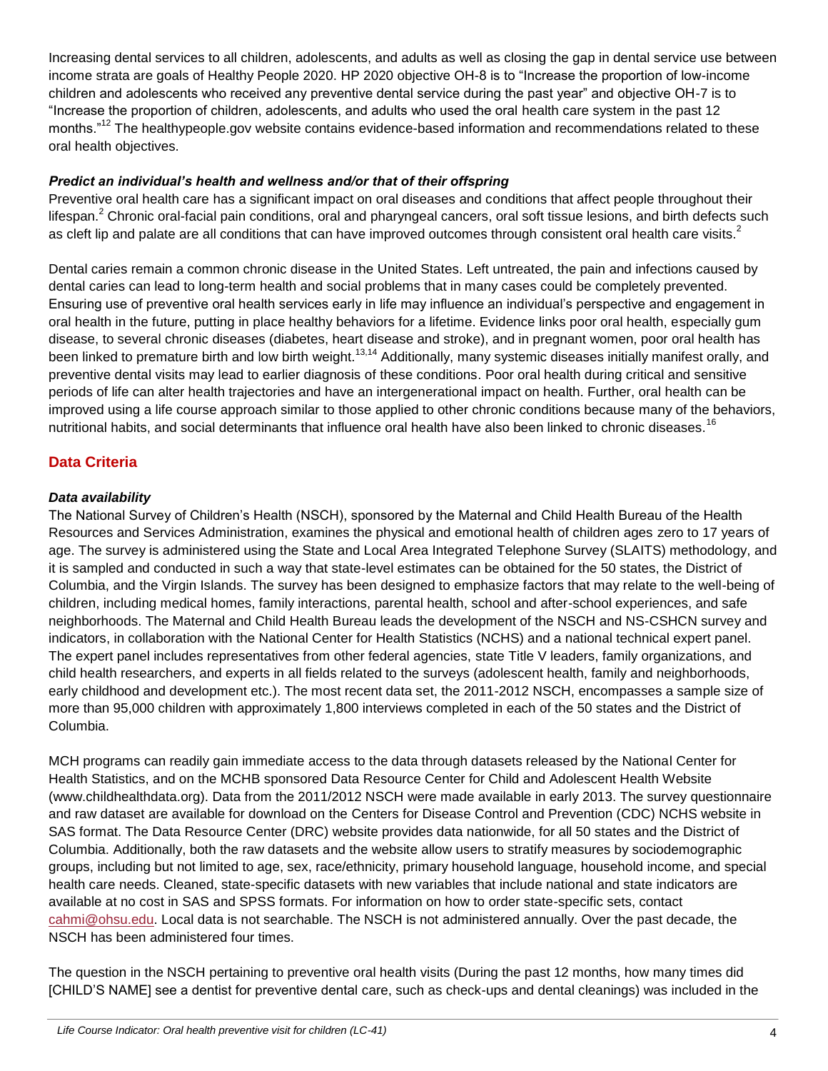Increasing dental services to all children, adolescents, and adults as well as closing the gap in dental service use between income strata are goals of Healthy People 2020. HP 2020 objective OH-8 is to "Increase the proportion of low-income children and adolescents who received any preventive dental service during the past year" and objective OH-7 is to "Increase the proportion of children, adolescents, and adults who used the oral health care system in the past 12 months."[12] The healthypeople.gov website contains evidence-based information and recommendations related to these oral health objectives.

### *Predict an individual's health and wellness and/or that of their offspring*

Preventive oral health care has a significant impact on oral diseases and conditions that affect people throughout their lifespan.[2] Chronic oral-facial pain conditions, oral and pharyngeal cancers, oral soft tissue lesions, and birth defects such as cleft lip and palate are all conditions that can have improved outcomes through consistent oral health care visits.[2]

Dental caries remain a common chronic disease in the United States. Left untreated, the pain and infections caused by dental caries can lead to long-term health and social problems that in many cases could be completely prevented. Ensuring use of preventive oral health services early in life may influence an individual's perspective and engagement in oral health in the future, putting in place healthy behaviors for a lifetime. Evidence links poor oral health, especially gum disease, to several chronic diseases (diabetes, heart disease and stroke), and in pregnant women, poor oral health has been linked to premature birth and low birth weight.[13,14] Additionally, many systemic diseases initially manifest orally, and preventive dental visits may lead to earlier diagnosis of these conditions. Poor oral health during critical and sensitive periods of life can alter health trajectories and have an intergenerational impact on health. Further, oral health can be improved using a life course approach similar to those applied to other chronic conditions because many of the behaviors, nutritional habits, and social determinants that influence oral health have also been linked to chronic diseases.[16]

## Data Criteria

### *Data availability*

The National Survey of Children's Health (NSCH), sponsored by the Maternal and Child Health Bureau of the Health Resources and Services Administration, examines the physical and emotional health of children ages zero to 17 years of age. The survey is administered using the State and Local Area Integrated Telephone Survey (SLAITS) methodology, and it is sampled and conducted in such a way that state-level estimates can be obtained for the 50 states, the District of Columbia, and the Virgin Islands. The survey has been designed to emphasize factors that may relate to the well-being of children, including medical homes, family interactions, parental health, school and after-school experiences, and safe neighborhoods. The Maternal and Child Health Bureau leads the development of the NSCH and NS-CSHCN survey and indicators, in collaboration with the National Center for Health Statistics (NCHS) and a national technical expert panel. The expert panel includes representatives from other federal agencies, state Title V leaders, family organizations, and child health researchers, and experts in all fields related to the surveys (adolescent health, family and neighborhoods, early childhood and development etc.). The most recent data set, the 2011-2012 NSCH, encompasses a sample size of more than 95,000 children with approximately 1,800 interviews completed in each of the 50 states and the District of Columbia.

MCH programs can readily gain immediate access to the data through datasets released by the National Center for Health Statistics, and on the MCHB sponsored Data Resource Center for Child and Adolescent Health Website (www.childhealthdata.org). Data from the 2011/2012 NSCH were made available in early 2013. The survey questionnaire and raw dataset are available for download on the Centers for Disease Control and Prevention (CDC) NCHS website in SAS format. The Data Resource Center (DRC) website provides data nationwide, for all 50 states and the District of Columbia. Additionally, both the raw datasets and the website allow users to stratify measures by sociodemographic groups, including but not limited to age, sex, race/ethnicity, primary household language, household income, and special health care needs. Cleaned, state-specific datasets with new variables that include national and state indicators are available at no cost in SAS and SPSS formats. For information on how to order state-specific sets, contact cahmi@ohsu.edu. Local data is not searchable. The NSCH is not administered annually. Over the past decade, the NSCH has been administered four times.

The question in the NSCH pertaining to preventive oral health visits (During the past 12 months, how many times did [CHILD'S NAME] see a dentist for preventive dental care, such as check-ups and dental cleanings) was included in the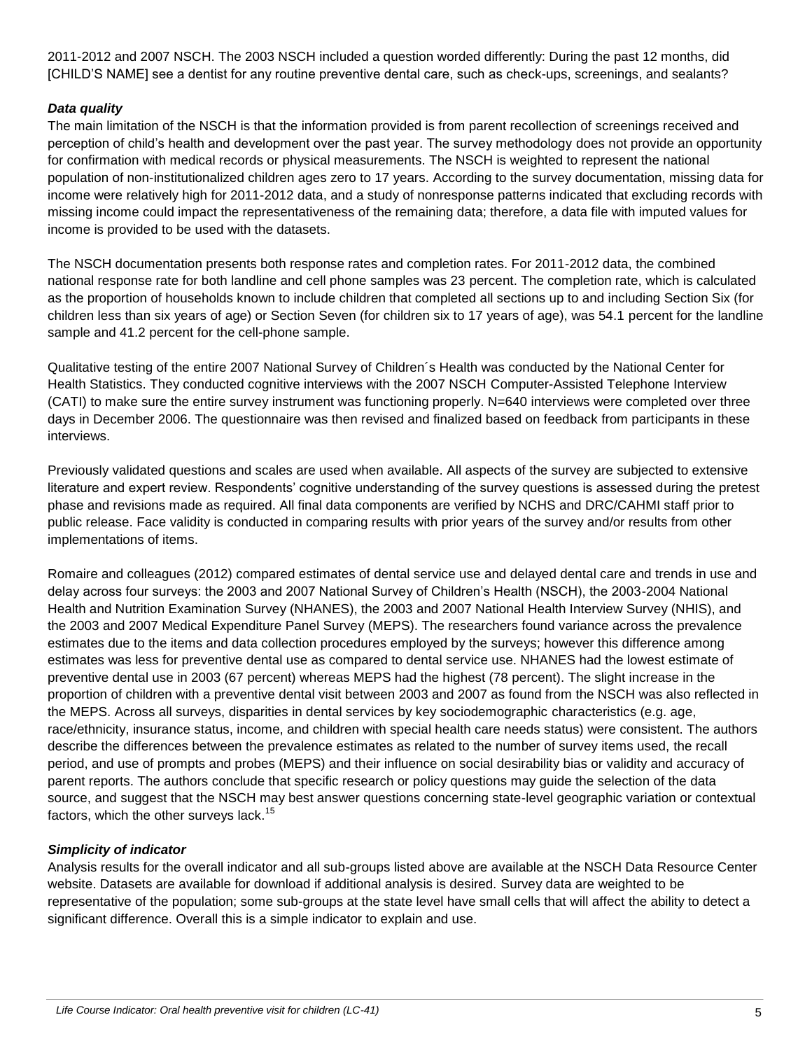2011-2012 and 2007 NSCH. The 2003 NSCH included a question worded differently: During the past 12 months, did [CHILD'S NAME] see a dentist for any routine preventive dental care, such as check-ups, screenings, and sealants?

### *Data quality*

The main limitation of the NSCH is that the information provided is from parent recollection of screenings received and perception of child's health and development over the past year. The survey methodology does not provide an opportunity for confirmation with medical records or physical measurements. The NSCH is weighted to represent the national population of non-institutionalized children ages zero to 17 years. According to the survey documentation, missing data for income were relatively high for 2011-2012 data, and a study of nonresponse patterns indicated that excluding records with missing income could impact the representativeness of the remaining data; therefore, a data file with imputed values for income is provided to be used with the datasets.

The NSCH documentation presents both response rates and completion rates. For 2011-2012 data, the combined national response rate for both landline and cell phone samples was 23 percent. The completion rate, which is calculated as the proportion of households known to include children that completed all sections up to and including Section Six (for children less than six years of age) or Section Seven (for children six to 17 years of age), was 54.1 percent for the landline sample and 41.2 percent for the cell-phone sample.

Qualitative testing of the entire 2007 National Survey of Children´s Health was conducted by the National Center for Health Statistics. They conducted cognitive interviews with the 2007 NSCH Computer-Assisted Telephone Interview (CATI) to make sure the entire survey instrument was functioning properly. N=640 interviews were completed over three days in December 2006. The questionnaire was then revised and finalized based on feedback from participants in these interviews.

Previously validated questions and scales are used when available. All aspects of the survey are subjected to extensive literature and expert review. Respondents' cognitive understanding of the survey questions is assessed during the pretest phase and revisions made as required. All final data components are verified by NCHS and DRC/CAHMI staff prior to public release. Face validity is conducted in comparing results with prior years of the survey and/or results from other implementations of items.

Romaire and colleagues (2012) compared estimates of dental service use and delayed dental care and trends in use and delay across four surveys: the 2003 and 2007 National Survey of Children's Health (NSCH), the 2003-2004 National Health and Nutrition Examination Survey (NHANES), the 2003 and 2007 National Health Interview Survey (NHIS), and the 2003 and 2007 Medical Expenditure Panel Survey (MEPS). The researchers found variance across the prevalence estimates due to the items and data collection procedures employed by the surveys; however this difference among estimates was less for preventive dental use as compared to dental service use. NHANES had the lowest estimate of preventive dental use in 2003 (67 percent) whereas MEPS had the highest (78 percent). The slight increase in the proportion of children with a preventive dental visit between 2003 and 2007 as found from the NSCH was also reflected in the MEPS. Across all surveys, disparities in dental services by key sociodemographic characteristics (e.g. age, race/ethnicity, insurance status, income, and children with special health care needs status) were consistent. The authors describe the differences between the prevalence estimates as related to the number of survey items used, the recall period, and use of prompts and probes (MEPS) and their influence on social desirability bias or validity and accuracy of parent reports. The authors conclude that specific research or policy questions may guide the selection of the data source, and suggest that the NSCH may best answer questions concerning state-level geographic variation or contextual factors, which the other surveys lack.[15]

### *Simplicity of indicator*

Analysis results for the overall indicator and all sub-groups listed above are available at the NSCH Data Resource Center website. Datasets are available for download if additional analysis is desired. Survey data are weighted to be representative of the population; some sub-groups at the state level have small cells that will affect the ability to detect a significant difference. Overall this is a simple indicator to explain and use.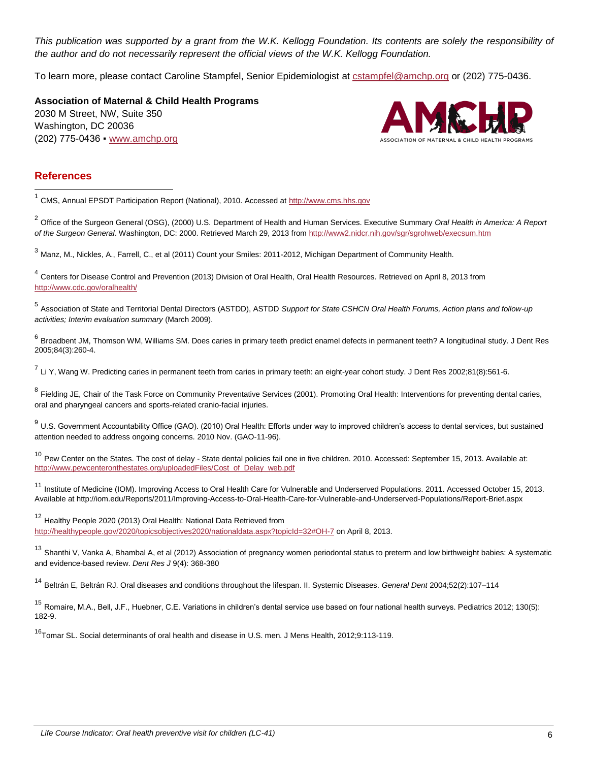*This publication was supported by a grant from the W.K. Kellogg Foundation. Its contents are solely the responsibility of the author and do not necessarily represent the official views of the W.K. Kellogg Foundation.*

To learn more, please contact Caroline Stampfel, Senior Epidemiologist at cstampfel@amchp.org or (202) 775-0436.

**Association of Maternal & Child Health Programs**
2030 M Street, NW, Suite 350
Washington, DC 20036
(202) 775-0436 ▪ www.amchp.org

AMCHP
ASSOCIATION OF MATERNAL & CHILD HEALTH PROGRAMS

## References

[1] CMS, Annual EPSDT Participation Report (National), 2010. Accessed at http://www.cms.hhs.gov

[2] Office of the Surgeon General (OSG), (2000) U.S. Department of Health and Human Services. Executive Summary *Oral Health in America: A Report of the Surgeon General*. Washington, DC: 2000. Retrieved March 29, 2013 from http://www2.nidcr.nih.gov/sgr/sgrohweb/execsum.htm

[3] Manz, M., Nickles, A., Farrell, C., et al (2011) Count your Smiles: 2011-2012, Michigan Department of Community Health.

[4] Centers for Disease Control and Prevention (2013) Division of Oral Health, Oral Health Resources. Retrieved on April 8, 2013 from http://www.cdc.gov/oralhealth/

[5] Association of State and Territorial Dental Directors (ASTDD), ASTDD *Support for State CSHCN Oral Health Forums, Action plans and follow-up activities; Interim evaluation summary* (March 2009).

[6] Broadbent JM, Thomson WM, Williams SM. Does caries in primary teeth predict enamel defects in permanent teeth? A longitudinal study. J Dent Res 2005;84(3):260-4.

[7] Li Y, Wang W. Predicting caries in permanent teeth from caries in primary teeth: an eight-year cohort study. J Dent Res 2002;81(8):561-6.

[8] Fielding JE, Chair of the Task Force on Community Preventative Services (2001). Promoting Oral Health: Interventions for preventing dental caries, oral and pharyngeal cancers and sports-related cranio-facial injuries.

[9] U.S. Government Accountability Office (GAO). (2010) Oral Health: Efforts under way to improved children's access to dental services, but sustained attention needed to address ongoing concerns. 2010 Nov. (GAO-11-96).

[10] Pew Center on the States. The cost of delay - State dental policies fail one in five children. 2010. Accessed: September 15, 2013. Available at: http://www.pewcenteronthestates.org/uploadedFiles/Cost_of_Delay_web.pdf

[11] Institute of Medicine (IOM). Improving Access to Oral Health Care for Vulnerable and Underserved Populations. 2011. Accessed October 15, 2013. Available at http://iom.edu/Reports/2011/Improving-Access-to-Oral-Health-Care-for-Vulnerable-and-Underserved-Populations/Report-Brief.aspx

[12] Healthy People 2020 (2013) Oral Health: National Data Retrieved from http://healthypeople.gov/2020/topicsobjectives2020/nationaldata.aspx?topicId=32#OH-7 on April 8, 2013.

[13] Shanthi V, Vanka A, Bhambal A, et al (2012) Association of pregnancy women periodontal status to preterm and low birthweight babies: A systematic and evidence-based review. *Dent Res J* 9(4): 368-380

[14] Beltrán E, Beltrán RJ. Oral diseases and conditions throughout the lifespan. II. Systemic Diseases. *General Dent* 2004;52(2):107–114

[15] Romaire, M.A., Bell, J.F., Huebner, C.E. Variations in children's dental service use based on four national health surveys. Pediatrics 2012; 130(5): 182-9.

[16] Tomar SL. Social determinants of oral health and disease in U.S. men. J Mens Health, 2012;9:113-119.